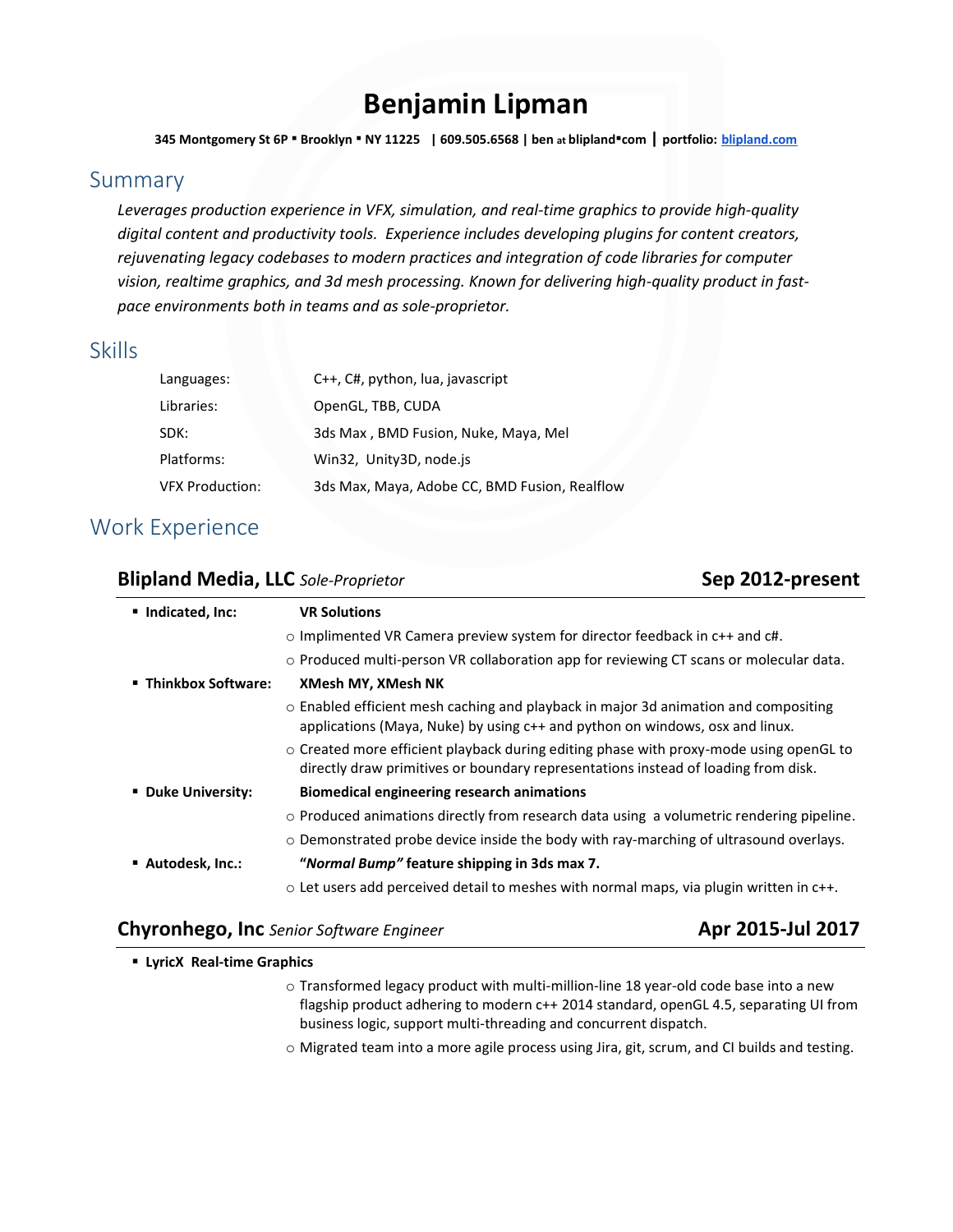# Benjamin Lipman

**345 Montgomery St 6P ▪ Brooklyn ▪ NY 11225 | 609.505.6568 | ben at blipland▪com | portfolio: [blipland.com](blipland.com)**

## Summary

*Leverages production experience in VFX, simulation, and real-time graphics to provide high-quality digital content and productivity tools. Experience includes developing plugins for content creators, rejuvenating legacy codebases to modern practices and integration of code libraries for computer vision, realtime graphics, and 3d mesh processing. Known for delivering high-quality product in fast-pace environments both in teams and as sole-proprietor.*

## Skills

| | |
|---|---|
| Languages: | C++, C#, python, lua, javascript |
| Libraries: | OpenGL, TBB, CUDA |
| SDK: | 3ds Max , BMD Fusion, Nuke, Maya, Mel |
| Platforms: | Win32, Unity3D, node.js |
| VFX Production: | 3ds Max, Maya, Adobe CC, BMD Fusion, Realflow |

## Work Experience

### Blipland Media, LLC *Sole-Proprietor* — Sep 2012-present

- **Indicated, Inc:** **VR Solutions**
  - Implimented VR Camera preview system for director feedback in c++ and c#.
  - Produced multi-person VR collaboration app for reviewing CT scans or molecular data.
- **Thinkbox Software:** **XMesh MY, XMesh NK**
  - Enabled efficient mesh caching and playback in major 3d animation and compositing applications (Maya, Nuke) by using c++ and python on windows, osx and linux.
  - Created more efficient playback during editing phase with proxy-mode using openGL to directly draw primitives or boundary representations instead of loading from disk.
- **Duke University:** **Biomedical engineering research animations**
  - Produced animations directly from research data using a volumetric rendering pipeline.
  - Demonstrated probe device inside the body with ray-marching of ultrasound overlays.
- **Autodesk, Inc.:** ***"Normal Bump"* feature shipping in 3ds max 7.**
  - Let users add perceived detail to meshes with normal maps, via plugin written in c++.

### Chyronhego, Inc *Senior Software Engineer* — Apr 2015-Jul 2017

- **LyricX Real-time Graphics**
  - Transformed legacy product with multi-million-line 18 year-old code base into a new flagship product adhering to modern c++ 2014 standard, openGL 4.5, separating UI from business logic, support multi-threading and concurrent dispatch.
  - Migrated team into a more agile process using Jira, git, scrum, and CI builds and testing.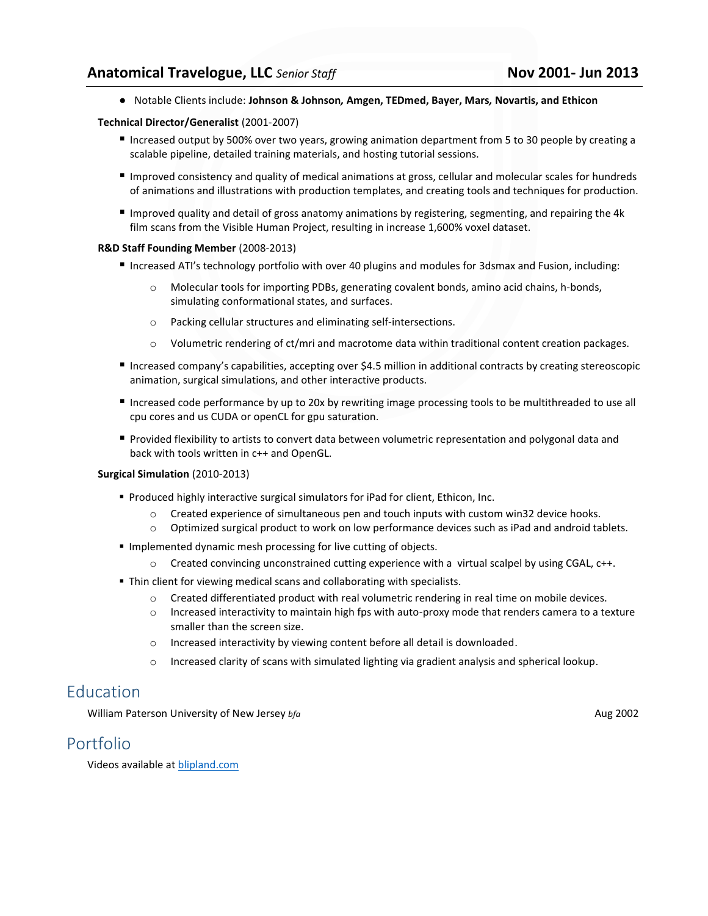### **Anatomical Travelogue, LLC** *Senior Staff* — **Nov 2001- Jun 2013**

- Notable Clients include: **Johnson & Johnson, Amgen, TEDmed, Bayer, Mars, Novartis, and Ethicon**

**Technical Director/Generalist** (2001-2007)

- Increased output by 500% over two years, growing animation department from 5 to 30 people by creating a scalable pipeline, detailed training materials, and hosting tutorial sessions.
- Improved consistency and quality of medical animations at gross, cellular and molecular scales for hundreds of animations and illustrations with production templates, and creating tools and techniques for production.
- Improved quality and detail of gross anatomy animations by registering, segmenting, and repairing the 4k film scans from the Visible Human Project, resulting in increase 1,600% voxel dataset.

**R&D Staff Founding Member** (2008-2013)

- Increased ATI's technology portfolio with over 40 plugins and modules for 3dsmax and Fusion, including:
  - Molecular tools for importing PDBs, generating covalent bonds, amino acid chains, h-bonds, simulating conformational states, and surfaces.
  - Packing cellular structures and eliminating self-intersections.
  - Volumetric rendering of ct/mri and macrotome data within traditional content creation packages.
- Increased company's capabilities, accepting over $4.5 million in additional contracts by creating stereoscopic animation, surgical simulations, and other interactive products.
- Increased code performance by up to 20x by rewriting image processing tools to be multithreaded to use all cpu cores and us CUDA or openCL for gpu saturation.
- Provided flexibility to artists to convert data between volumetric representation and polygonal data and back with tools written in c++ and OpenGL.

**Surgical Simulation** (2010-2013)

- Produced highly interactive surgical simulators for iPad for client, Ethicon, Inc.
  - Created experience of simultaneous pen and touch inputs with custom win32 device hooks.
  - Optimized surgical product to work on low performance devices such as iPad and android tablets.
- Implemented dynamic mesh processing for live cutting of objects.
  - Created convincing unconstrained cutting experience with a virtual scalpel by using CGAL, c++.
- Thin client for viewing medical scans and collaborating with specialists.
  - Created differentiated product with real volumetric rendering in real time on mobile devices.
  - Increased interactivity to maintain high fps with auto-proxy mode that renders camera to a texture smaller than the screen size.
  - Increased interactivity by viewing content before all detail is downloaded.
  - Increased clarity of scans with simulated lighting via gradient analysis and spherical lookup.

## Education

William Paterson University of New Jersey *bfa* — Aug 2002

## Portfolio

Videos available at [blipland.com](blipland.com)